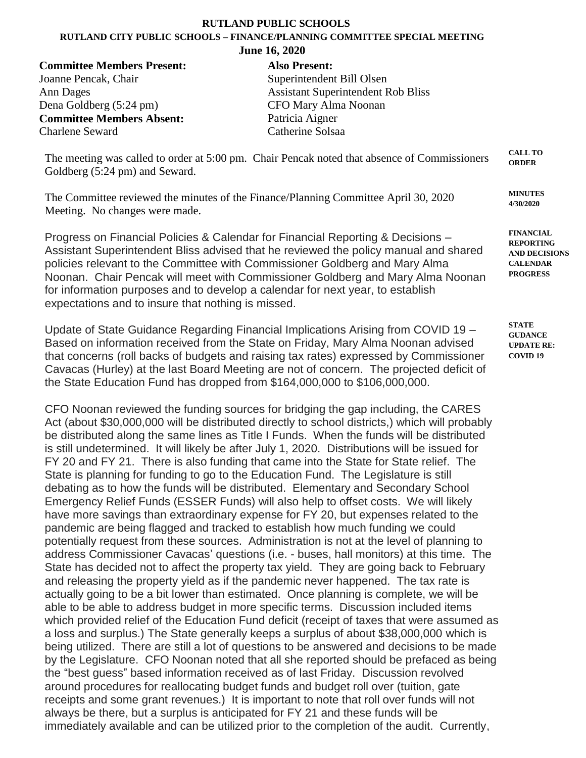# RUTLAND PUBLIC SCHOOLS

## RUTLAND CITY PUBLIC SCHOOLS – FINANCE/PLANNING COMMITTEE SPECIAL MEETING

**June 16, 2020**

**Committee Members Present:**
Joanne Pencak, Chair
Ann Dages
Dena Goldberg (5:24 pm)

**Committee Members Absent:**
Charlene Seward

**Also Present:**
Superintendent Bill Olsen
Assistant Superintendent Rob Bliss
CFO Mary Alma Noonan
Patricia Aigner
Catherine Solsaa

**CALL TO ORDER**

The meeting was called to order at 5:00 pm. Chair Pencak noted that absence of Commissioners Goldberg (5:24 pm) and Seward.

**MINUTES 4/30/2020**

The Committee reviewed the minutes of the Finance/Planning Committee April 30, 2020 Meeting. No changes were made.

**FINANCIAL REPORTING AND DECISIONS CALENDAR PROGRESS**

Progress on Financial Policies & Calendar for Financial Reporting & Decisions – Assistant Superintendent Bliss advised that he reviewed the policy manual and shared policies relevant to the Committee with Commissioner Goldberg and Mary Alma Noonan. Chair Pencak will meet with Commissioner Goldberg and Mary Alma Noonan for information purposes and to develop a calendar for next year, to establish expectations and to insure that nothing is missed.

**STATE GUIDANCE UPDATE RE: COVID 19**

Update of State Guidance Regarding Financial Implications Arising from COVID 19 – Based on information received from the State on Friday, Mary Alma Noonan advised that concerns (roll backs of budgets and raising tax rates) expressed by Commissioner Cavacas (Hurley) at the last Board Meeting are not of concern. The projected deficit of the State Education Fund has dropped from $164,000,000 to $106,000,000.

CFO Noonan reviewed the funding sources for bridging the gap including, the CARES Act (about $30,000,000 will be distributed directly to school districts,) which will probably be distributed along the same lines as Title I Funds. When the funds will be distributed is still undetermined. It will likely be after July 1, 2020. Distributions will be issued for FY 20 and FY 21. There is also funding that came into the State for State relief. The State is planning for funding to go to the Education Fund. The Legislature is still debating as to how the funds will be distributed. Elementary and Secondary School Emergency Relief Funds (ESSER Funds) will also help to offset costs. We will likely have more savings than extraordinary expense for FY 20, but expenses related to the pandemic are being flagged and tracked to establish how much funding we could potentially request from these sources. Administration is not at the level of planning to address Commissioner Cavacas' questions (i.e. - buses, hall monitors) at this time. The State has decided not to affect the property tax yield. They are going back to February and releasing the property yield as if the pandemic never happened. The tax rate is actually going to be a bit lower than estimated. Once planning is complete, we will be able to be able to address budget in more specific terms. Discussion included items which provided relief of the Education Fund deficit (receipt of taxes that were assumed as a loss and surplus.) The State generally keeps a surplus of about $38,000,000 which is being utilized. There are still a lot of questions to be answered and decisions to be made by the Legislature. CFO Noonan noted that all she reported should be prefaced as being the "best guess" based information received as of last Friday. Discussion revolved around procedures for reallocating budget funds and budget roll over (tuition, gate receipts and some grant revenues.) It is important to note that roll over funds will not always be there, but a surplus is anticipated for FY 21 and these funds will be immediately available and can be utilized prior to the completion of the audit. Currently,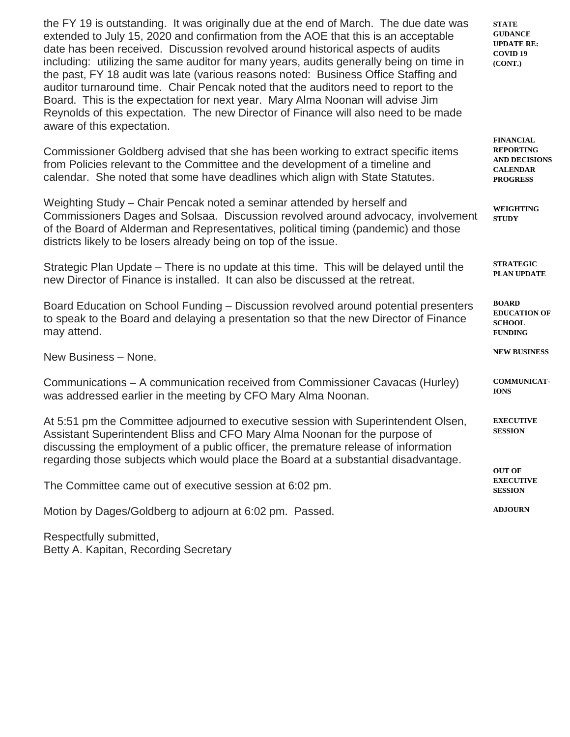the FY 19 is outstanding. It was originally due at the end of March. The due date was extended to July 15, 2020 and confirmation from the AOE that this is an acceptable date has been received. Discussion revolved around historical aspects of audits including: utilizing the same auditor for many years, audits generally being on time in the past, FY 18 audit was late (various reasons noted: Business Office Staffing and auditor turnaround time. Chair Pencak noted that the auditors need to report to the Board. This is the expectation for next year. Mary Alma Noonan will advise Jim Reynolds of this expectation. The new Director of Finance will also need to be made aware of this expectation.

**STATE GUDANCE UPDATE RE: COVID 19 (CONT.)**

**FINANCIAL REPORTING AND DECISIONS CALENDAR PROGRESS**

Commissioner Goldberg advised that she has been working to extract specific items from Policies relevant to the Committee and the development of a timeline and calendar. She noted that some have deadlines which align with State Statutes.

**WEIGHTING STUDY**

Weighting Study – Chair Pencak noted a seminar attended by herself and Commissioners Dages and Solsaa. Discussion revolved around advocacy, involvement of the Board of Alderman and Representatives, political timing (pandemic) and those districts likely to be losers already being on top of the issue.

**STRATEGIC PLAN UPDATE**

Strategic Plan Update – There is no update at this time. This will be delayed until the new Director of Finance is installed. It can also be discussed at the retreat.

**BOARD EDUCATION OF SCHOOL FUNDING**

Board Education on School Funding – Discussion revolved around potential presenters to speak to the Board and delaying a presentation so that the new Director of Finance may attend.

**NEW BUSINESS**

New Business – None.

**COMMUNICATIONS**

Communications – A communication received from Commissioner Cavacas (Hurley) was addressed earlier in the meeting by CFO Mary Alma Noonan.

**EXECUTIVE SESSION**

At 5:51 pm the Committee adjourned to executive session with Superintendent Olsen, Assistant Superintendent Bliss and CFO Mary Alma Noonan for the purpose of discussing the employment of a public officer, the premature release of information regarding those subjects which would place the Board at a substantial disadvantage.

**OUT OF EXECUTIVE SESSION**

The Committee came out of executive session at 6:02 pm.

**ADJOURN**

Motion by Dages/Goldberg to adjourn at 6:02 pm. Passed.

Respectfully submitted,
Betty A. Kapitan, Recording Secretary